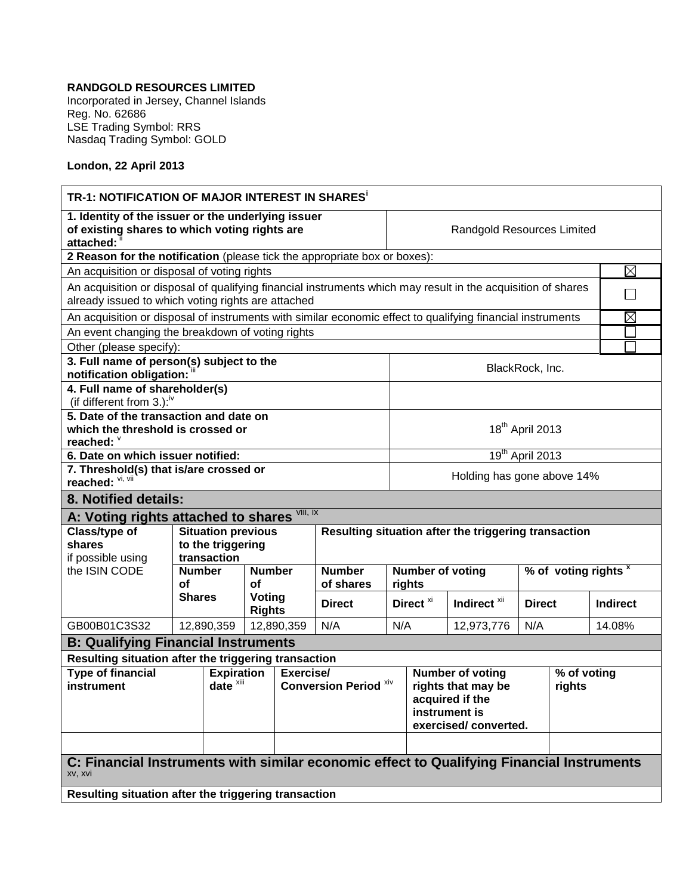**RANDGOLD RESOURCES LIMITED**
Incorporated in Jersey, Channel Islands
Reg. No. 62686
LSE Trading Symbol: RRS
Nasdaq Trading Symbol: GOLD

**London, 22 April 2013**

| **TR-1: NOTIFICATION OF MAJOR INTEREST IN SHARES**[i] | |
|---|---|
| **1. Identity of the issuer or the underlying issuer of existing shares to which voting rights are attached:** [ii] | Randgold Resources Limited |
| **2 Reason for the notification** (please tick the appropriate box or boxes): | |
| An acquisition or disposal of voting rights | ☒ |
| An acquisition or disposal of qualifying financial instruments which may result in the acquisition of shares already issued to which voting rights are attached | ☐ |
| An acquisition or disposal of instruments with similar economic effect to qualifying financial instruments | ☒ |
| An event changing the breakdown of voting rights | ☐ |
| Other (please specify): | ☐ |
| **3. Full name of person(s) subject to the notification obligation:** [iii] | BlackRock, Inc. |
| **4. Full name of shareholder(s)** (if different from 3.):[iv] | |
| **5. Date of the transaction and date on which the threshold is crossed or reached:** [v] | 18th April 2013 |
| **6. Date on which issuer notified:** | 19th April 2013 |
| **7. Threshold(s) that is/are crossed or reached:** [vi, vii] | Holding has gone above 14% |

## 8. Notified details:

### A: Voting rights attached to shares [viii, ix]

| **Class/type of shares** if possible using the ISIN CODE | **Situation previous to the triggering transaction** | | **Resulting situation after the triggering transaction** | | | | |
|---|---|---|---|---|---|---|---|
| | **Number of Shares** | **Number of Voting Rights** | **Number of shares** | **Number of voting rights** | | **% of voting rights** [x] | |
| | | | **Direct** | **Direct** [xi] | **Indirect** [xii] | **Direct** | **Indirect** |
| GB00B01C3S32 | 12,890,359 | 12,890,359 | N/A | N/A | 12,973,776 | N/A | 14.08% |

### B: Qualifying Financial Instruments

**Resulting situation after the triggering transaction**

| **Type of financial instrument** | **Expiration date** [xiii] | **Exercise/ Conversion Period** [xiv] | **Number of voting rights that may be acquired if the instrument is exercised/ converted.** | **% of voting rights** |
|---|---|---|---|---|
| | | | | |

### C: Financial Instruments with similar economic effect to Qualifying Financial Instruments [xv, xvi]

**Resulting situation after the triggering transaction**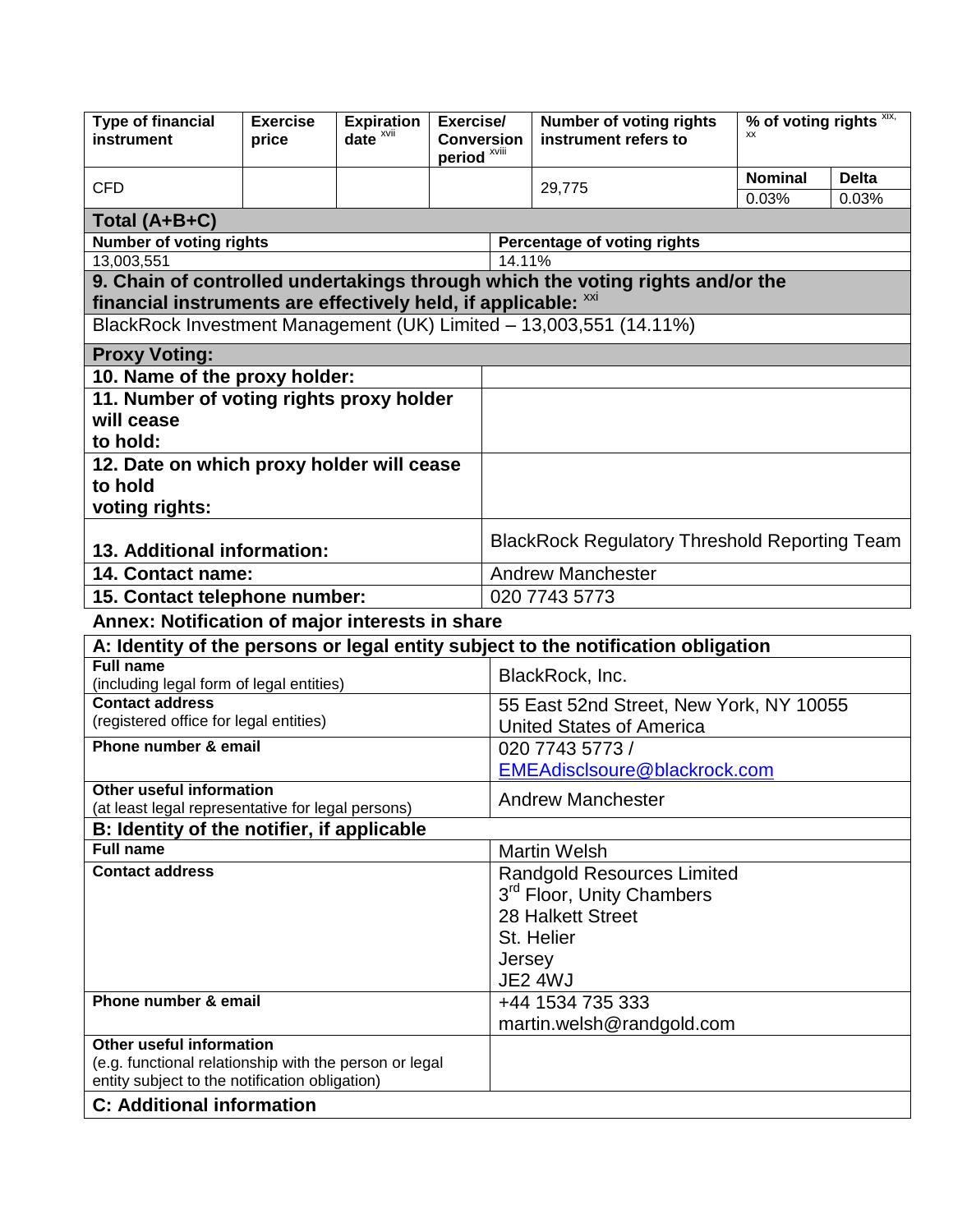| Type of financial instrument | Exercise price | Expiration date [xvii] | Exercise/ Conversion period [xviii] | Number of voting rights instrument refers to | % of voting rights [xix, xx] | |
|---|---|---|---|---|---|---|
| | | | | | Nominal | Delta |
| CFD | | | | 29,775 | 0.03% | 0.03% |

**Total (A+B+C)**

| Number of voting rights | Percentage of voting rights |
|---|---|
| 13,003,551 | 14.11% |

**9. Chain of controlled undertakings through which the voting rights and/or the financial instruments are effectively held, if applicable:** [xxi]

BlackRock Investment Management (UK) Limited – 13,003,551 (14.11%)

**Proxy Voting:**

| | |
|---|---|
| **10. Name of the proxy holder:** | |
| **11. Number of voting rights proxy holder will cease to hold:** | |
| **12. Date on which proxy holder will cease to hold voting rights:** | |
| **13. Additional information:** | BlackRock Regulatory Threshold Reporting Team |
| **14. Contact name:** | Andrew Manchester |
| **15. Contact telephone number:** | 020 7743 5773 |

**Annex: Notification of major interests in share**

**A: Identity of the persons or legal entity subject to the notification obligation**

| | |
|---|---|
| **Full name** (including legal form of legal entities) | BlackRock, Inc. |
| **Contact address** (registered office for legal entities) | 55 East 52nd Street, New York, NY 10055 United States of America |
| **Phone number & email** | 020 7743 5773 / EMEAdisclsoure@blackrock.com |
| **Other useful information** (at least legal representative for legal persons) | Andrew Manchester |

**B: Identity of the notifier, if applicable**

| | |
|---|---|
| **Full name** | Martin Welsh |
| **Contact address** | Randgold Resources Limited<br>3rd Floor, Unity Chambers<br>28 Halkett Street<br>St. Helier<br>Jersey<br>JE2 4WJ |
| **Phone number & email** | +44 1534 735 333<br>martin.welsh@randgold.com |
| **Other useful information** (e.g. functional relationship with the person or legal entity subject to the notification obligation) | |

**C: Additional information**